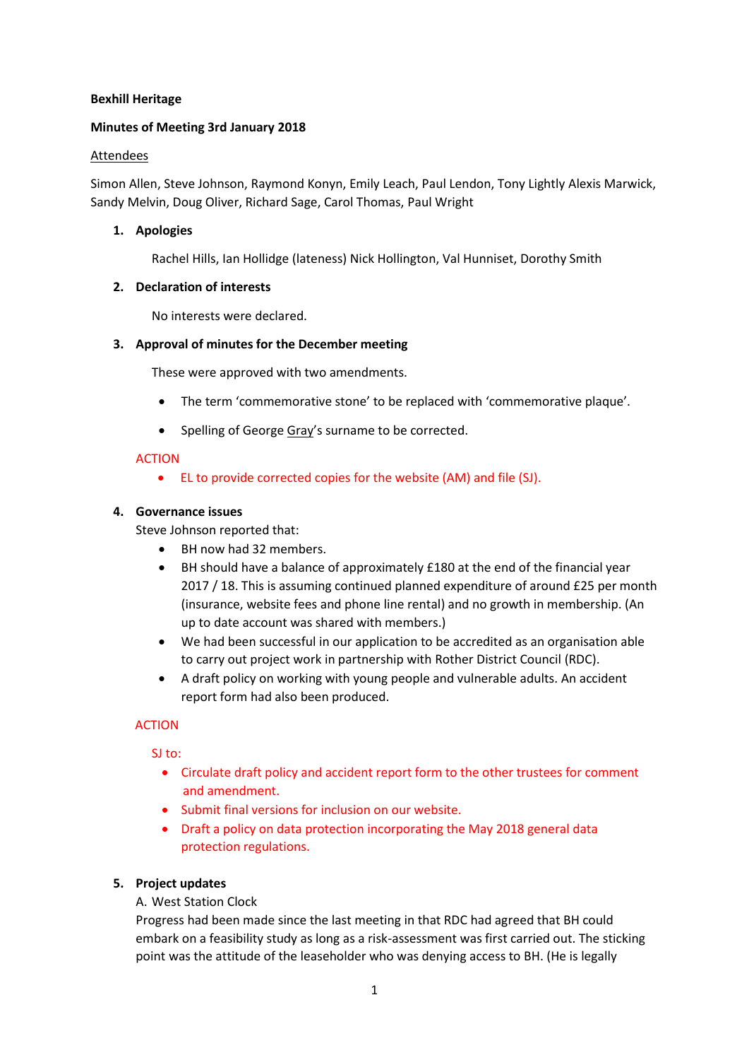**Bexhill Heritage**

**Minutes of Meeting 3rd January 2018**

Attendees

Simon Allen, Steve Johnson, Raymond Konyn, Emily Leach, Paul Lendon, Tony Lightly Alexis Marwick, Sandy Melvin, Doug Oliver, Richard Sage, Carol Thomas, Paul Wright

1. **Apologies**

   Rachel Hills, Ian Hollidge (lateness) Nick Hollington, Val Hunniset, Dorothy Smith

2. **Declaration of interests**

   No interests were declared.

3. **Approval of minutes for the December meeting**

   These were approved with two amendments.

   - The term 'commemorative stone' to be replaced with 'commemorative plaque'.
   - Spelling of George Gray's surname to be corrected.

   ACTION

   - EL to provide corrected copies for the website (AM) and file (SJ).

4. **Governance issues**

   Steve Johnson reported that:

   - BH now had 32 members.
   - BH should have a balance of approximately £180 at the end of the financial year 2017 / 18. This is assuming continued planned expenditure of around £25 per month (insurance, website fees and phone line rental) and no growth in membership. (An up to date account was shared with members.)
   - We had been successful in our application to be accredited as an organisation able to carry out project work in partnership with Rother District Council (RDC).
   - A draft policy on working with young people and vulnerable adults. An accident report form had also been produced.

   ACTION

   SJ to:

   - Circulate draft policy and accident report form to the other trustees for comment and amendment.
   - Submit final versions for inclusion on our website.
   - Draft a policy on data protection incorporating the May 2018 general data protection regulations.

5. **Project updates**

   A. West Station Clock

   Progress had been made since the last meeting in that RDC had agreed that BH could embark on a feasibility study as long as a risk-assessment was first carried out. The sticking point was the attitude of the leaseholder who was denying access to BH. (He is legally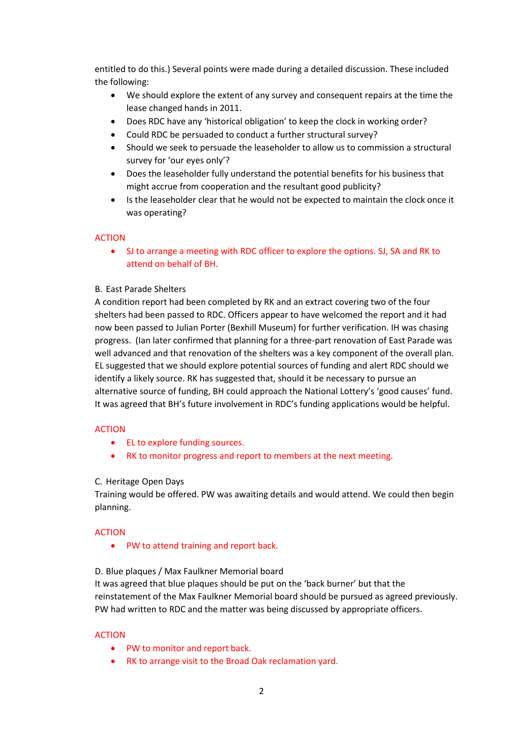entitled to do this.) Several points were made during a detailed discussion. These included the following:

- We should explore the extent of any survey and consequent repairs at the time the lease changed hands in 2011.
- Does RDC have any 'historical obligation' to keep the clock in working order?
- Could RDC be persuaded to conduct a further structural survey?
- Should we seek to persuade the leaseholder to allow us to commission a structural survey for 'our eyes only'?
- Does the leaseholder fully understand the potential benefits for his business that might accrue from cooperation and the resultant good publicity?
- Is the leaseholder clear that he would not be expected to maintain the clock once it was operating?

ACTION

- SJ to arrange a meeting with RDC officer to explore the options. SJ, SA and RK to attend on behalf of BH.

B. East Parade Shelters

A condition report had been completed by RK and an extract covering two of the four shelters had been passed to RDC. Officers appear to have welcomed the report and it had now been passed to Julian Porter (Bexhill Museum) for further verification. IH was chasing progress. (Ian later confirmed that planning for a three-part renovation of East Parade was well advanced and that renovation of the shelters was a key component of the overall plan. EL suggested that we should explore potential sources of funding and alert RDC should we identify a likely source. RK has suggested that, should it be necessary to pursue an alternative source of funding, BH could approach the National Lottery's 'good causes' fund. It was agreed that BH's future involvement in RDC's funding applications would be helpful.

ACTION

- EL to explore funding sources.
- RK to monitor progress and report to members at the next meeting.

C. Heritage Open Days

Training would be offered. PW was awaiting details and would attend. We could then begin planning.

ACTION

- PW to attend training and report back.

D. Blue plaques / Max Faulkner Memorial board

It was agreed that blue plaques should be put on the 'back burner' but that the reinstatement of the Max Faulkner Memorial board should be pursued as agreed previously. PW had written to RDC and the matter was being discussed by appropriate officers.

ACTION

- PW to monitor and report back.
- RK to arrange visit to the Broad Oak reclamation yard.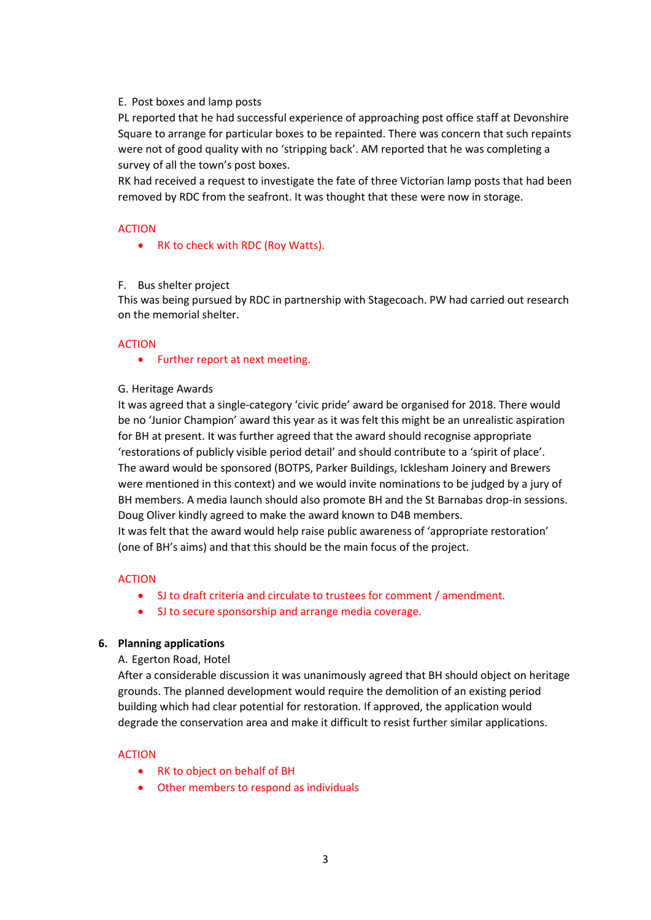E. Post boxes and lamp posts

PL reported that he had successful experience of approaching post office staff at Devonshire Square to arrange for particular boxes to be repainted. There was concern that such repaints were not of good quality with no 'stripping back'. AM reported that he was completing a survey of all the town's post boxes.

RK had received a request to investigate the fate of three Victorian lamp posts that had been removed by RDC from the seafront. It was thought that these were now in storage.

ACTION

- RK to check with RDC (Roy Watts).

F. Bus shelter project

This was being pursued by RDC in partnership with Stagecoach. PW had carried out research on the memorial shelter.

ACTION

- Further report at next meeting.

G. Heritage Awards

It was agreed that a single-category 'civic pride' award be organised for 2018. There would be no 'Junior Champion' award this year as it was felt this might be an unrealistic aspiration for BH at present. It was further agreed that the award should recognise appropriate 'restorations of publicly visible period detail' and should contribute to a 'spirit of place'. The award would be sponsored (BOTPS, Parker Buildings, Icklesham Joinery and Brewers were mentioned in this context) and we would invite nominations to be judged by a jury of BH members. A media launch should also promote BH and the St Barnabas drop-in sessions. Doug Oliver kindly agreed to make the award known to D4B members.

It was felt that the award would help raise public awareness of 'appropriate restoration' (one of BH's aims) and that this should be the main focus of the project.

ACTION

- SJ to draft criteria and circulate to trustees for comment / amendment.
- SJ to secure sponsorship and arrange media coverage.

**6. Planning applications**

A. Egerton Road, Hotel

After a considerable discussion it was unanimously agreed that BH should object on heritage grounds. The planned development would require the demolition of an existing period building which had clear potential for restoration. If approved, the application would degrade the conservation area and make it difficult to resist further similar applications.

ACTION

- RK to object on behalf of BH
- Other members to respond as individuals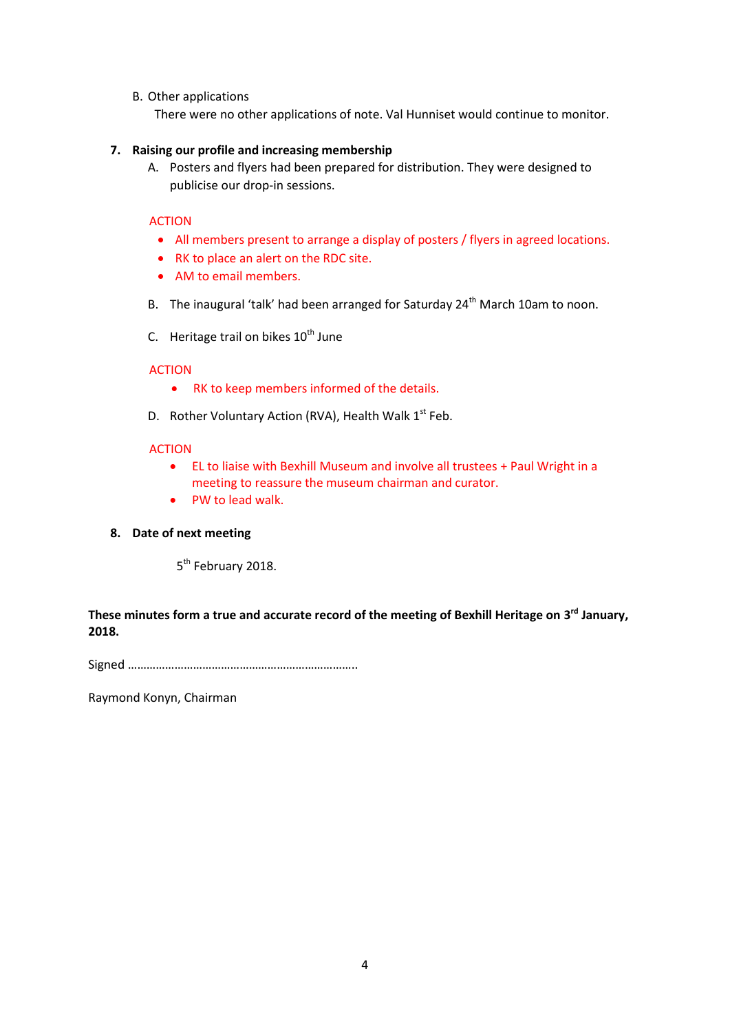B. Other applications

There were no other applications of note. Val Hunniset would continue to monitor.

7. **Raising our profile and increasing membership**

   A. Posters and flyers had been prepared for distribution. They were designed to publicise our drop-in sessions.

   ACTION

   - All members present to arrange a display of posters / flyers in agreed locations.
   - RK to place an alert on the RDC site.
   - AM to email members.

   B. The inaugural 'talk' had been arranged for Saturday 24th March 10am to noon.

   C. Heritage trail on bikes 10th June

   ACTION

   - RK to keep members informed of the details.

   D. Rother Voluntary Action (RVA), Health Walk 1st Feb.

   ACTION

   - EL to liaise with Bexhill Museum and involve all trustees + Paul Wright in a meeting to reassure the museum chairman and curator.
   - PW to lead walk.

8. **Date of next meeting**

   5th February 2018.

**These minutes form a true and accurate record of the meeting of Bexhill Heritage on 3rd January, 2018.**

Signed ………………………………………………………………..

Raymond Konyn, Chairman